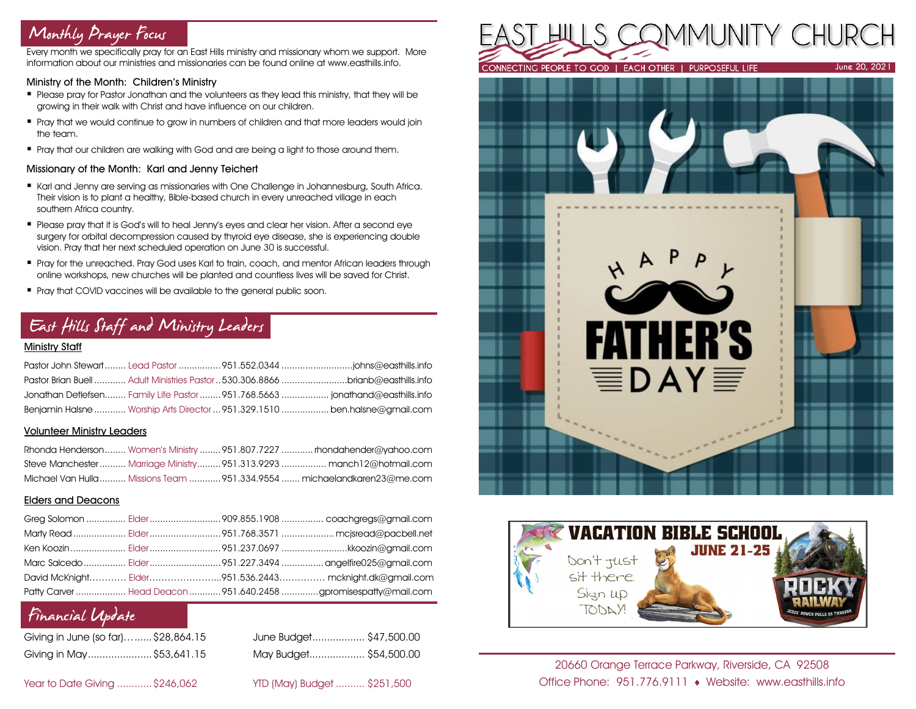## Monthly Prayer Focus

Every month we specifically pray for an East Hills ministry and missionary whom we support. More information about our ministries and missionaries can be found online at www.easthills.info.

### Ministry of the Month: Children's Ministry

- Please pray for Pastor Jonathan and the volunteers as they lead this ministry, that they will be growing in their walk with Christ and have influence on our children.
- Pray that we would continue to grow in numbers of children and that more leaders would join the team.
- Pray that our children are walking with God and are being a light to those around them.

### Missionary of the Month: Karl and Jenny Teichert

- Karl and Jenny are serving as missionaries with One Challenge in Johannesburg, South Africa. Their vision is to plant a healthy, Bible-based church in every unreached village in each southern Africa country.
- Please pray that it is God's will to heal Jenny's eyes and clear her vision. After a second eye surgery for orbital decompression caused by thyroid eye disease, she is experiencing double vision. Pray that her next scheduled operation on June 30 is successful.
- Pray for the unreached. Pray God uses Karl to train, coach, and mentor African leaders through online workshops, new churches will be planted and countless lives will be saved for Christ.
- Pray that COVID vaccines will be available to the general public soon.

## East Hills Staff and Ministry Leaders

### Ministry Staff

| | | | |
|---|---|---|---|
| Pastor John Stewart | Lead Pastor | 951.552.0344 | johns@easthills.info |
| Pastor Brian Buell | Adult Ministries Pastor | 530.306.8866 | brianb@easthills.info |
| Jonathan Detlefsen | Family Life Pastor | 951.768.5663 | jonathand@easthills.info |
| Benjamin Halsne | Worship Arts Director | 951.329.1510 | ben.halsne@gmail.com |

### Volunteer Ministry Leaders

| | | | |
|---|---|---|---|
| Rhonda Henderson | Women's Ministry | 951.807.7227 | rhondahender@yahoo.com |
| Steve Manchester | Marriage Ministry | 951.313.9293 | manch12@hotmail.com |
| Michael Van Hulla | Missions Team | 951.334.9554 | michaelandkaren23@me.com |

### Elders and Deacons

| | | | |
|---|---|---|---|
| Greg Solomon | Elder | 909.855.1908 | coachgregs@gmail.com |
| Marty Read | Elder | 951.768.3571 | mcjsread@pacbell.net |
| Ken Koozin | Elder | 951.237.0697 | kkoozin@gmail.com |
| Marc Salcedo | Elder | 951.227.3494 | angelfire025@gmail.com |
| David McKnight | Elder | 951.536.2443 | mcknight.dk@gmail.com |
| Patty Carver | Head Deacon | 951.640.2458 | gpromisespatty@mail.com |

## Financial Update

| | | | |
|---|---|---|---|
| Giving in June (so far) | $28,864.15 | June Budget | $47,500.00 |
| Giving in May | $53,641.15 | May Budget | $54,500.00 |
| Year to Date Giving | $246,062 | YTD (May) Budget | $251,500 |

# EAST HILLS COMMUNITY CHURCH

CONNECTING PEOPLE TO GOD | EACH OTHER | PURPOSEFUL LIFE

June 20, 2021

HAPPY FATHER'S DAY

VACATION BIBLE SCHOOL
JUNE 21-25
Don't just sit there. Sign up TODAY!
ROCKY RAILWAY
JESUS' POWER PULLS US THROUGH

20660 Orange Terrace Parkway, Riverside, CA 92508
Office Phone: 951.776.9111 ♦ Website: www.easthills.info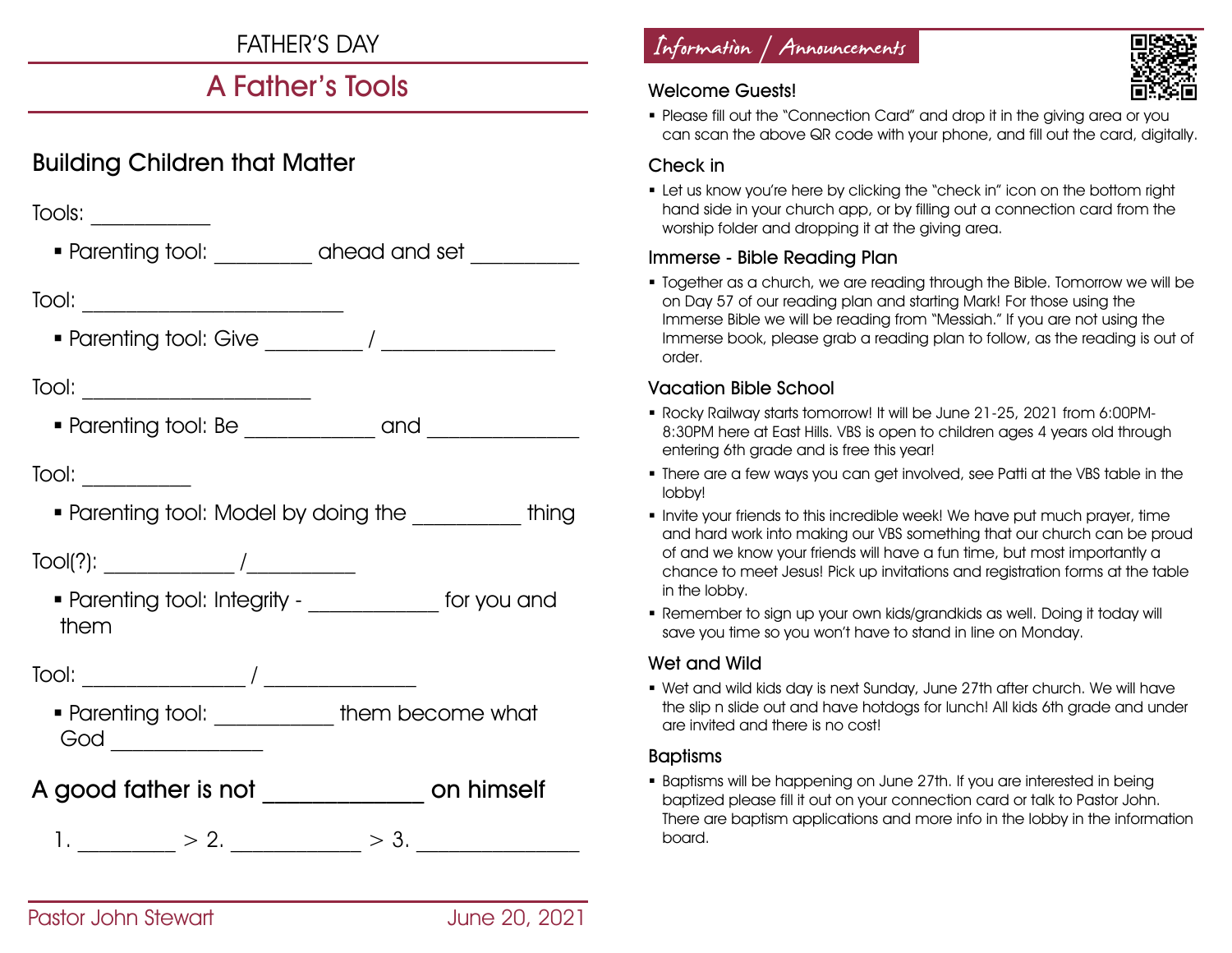FATHER'S DAY

# A Father's Tools

## Building Children that Matter

Tools: ___________

- Parenting tool: _________ ahead and set __________

Tool: ________________________

- Parenting tool: Give _________ / ________________

Tool: _____________________

- Parenting tool: Be ____________ and ______________

Tool: __________

- Parenting tool: Model by doing the __________ thing

Tool(?): ____________ /__________

- Parenting tool: Integrity - ____________ for you and them

Tool: _______________ / ______________

- Parenting tool: ___________ them become what God ______________

## A good father is not ______________ on himself

1. _________ > 2. ____________ > 3. _______________

Pastor John Stewart June 20, 2021

## Information / Announcements

### Welcome Guests!

- Please fill out the "Connection Card" and drop it in the giving area or you can scan the above QR code with your phone, and fill out the card, digitally.

### Check in

- Let us know you're here by clicking the "check in" icon on the bottom right hand side in your church app, or by filling out a connection card from the worship folder and dropping it at the giving area.

### Immerse - Bible Reading Plan

- Together as a church, we are reading through the Bible. Tomorrow we will be on Day 57 of our reading plan and starting Mark! For those using the Immerse Bible we will be reading from "Messiah." If you are not using the Immerse book, please grab a reading plan to follow, as the reading is out of order.

### Vacation Bible School

- Rocky Railway starts tomorrow! It will be June 21-25, 2021 from 6:00PM-8:30PM here at East Hills. VBS is open to children ages 4 years old through entering 6th grade and is free this year!
- There are a few ways you can get involved, see Patti at the VBS table in the lobby!
- Invite your friends to this incredible week! We have put much prayer, time and hard work into making our VBS something that our church can be proud of and we know your friends will have a fun time, but most importantly a chance to meet Jesus! Pick up invitations and registration forms at the table in the lobby.
- Remember to sign up your own kids/grandkids as well. Doing it today will save you time so you won't have to stand in line on Monday.

### Wet and Wild

- Wet and wild kids day is next Sunday, June 27th after church. We will have the slip n slide out and have hotdogs for lunch! All kids 6th grade and under are invited and there is no cost!

### Baptisms

- Baptisms will be happening on June 27th. If you are interested in being baptized please fill it out on your connection card or talk to Pastor John. There are baptism applications and more info in the lobby in the information board.